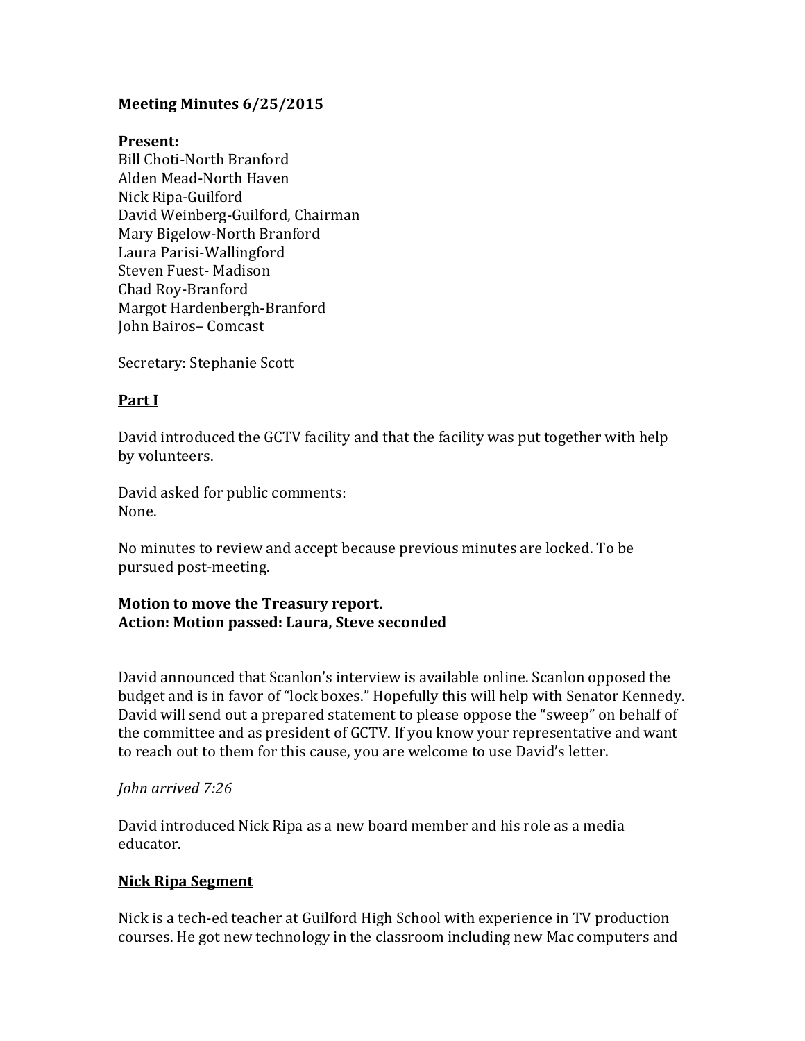**Meeting Minutes 6/25/2015**

**Present:**
Bill Choti-North Branford
Alden Mead-North Haven
Nick Ripa-Guilford
David Weinberg-Guilford, Chairman
Mary Bigelow-North Branford
Laura Parisi-Wallingford
Steven Fuest- Madison
Chad Roy-Branford
Margot Hardenbergh-Branford
John Bairos– Comcast

Secretary: Stephanie Scott

**<u>Part I</u>**

David introduced the GCTV facility and that the facility was put together with help by volunteers.

David asked for public comments:
None.

No minutes to review and accept because previous minutes are locked. To be pursued post-meeting.

**Motion to move the Treasury report.**
**Action: Motion passed: Laura, Steve seconded**

David announced that Scanlon's interview is available online. Scanlon opposed the budget and is in favor of "lock boxes." Hopefully this will help with Senator Kennedy. David will send out a prepared statement to please oppose the "sweep" on behalf of the committee and as president of GCTV. If you know your representative and want to reach out to them for this cause, you are welcome to use David's letter.

*John arrived 7:26*

David introduced Nick Ripa as a new board member and his role as a media educator.

**<u>Nick Ripa Segment</u>**

Nick is a tech-ed teacher at Guilford High School with experience in TV production courses. He got new technology in the classroom including new Mac computers and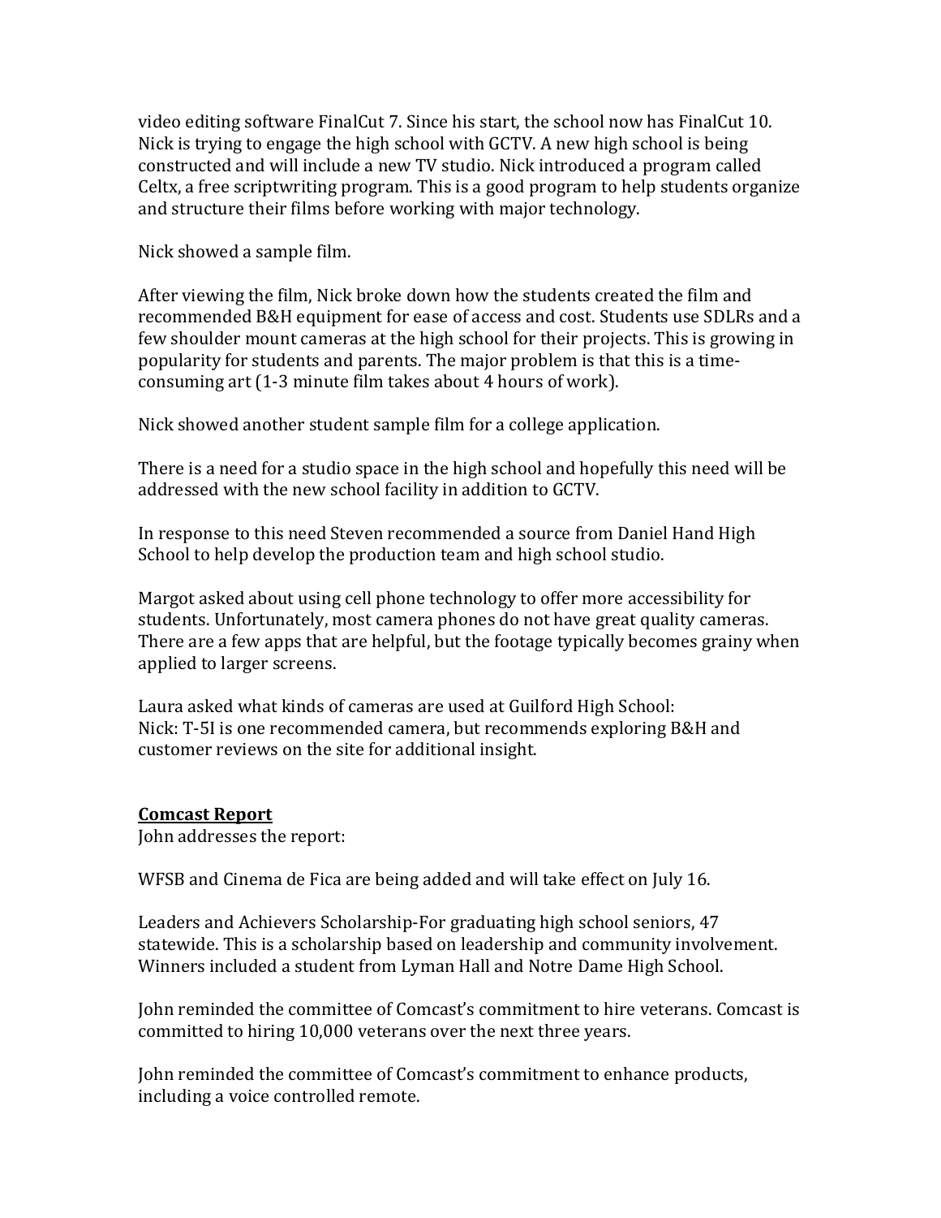video editing software FinalCut 7. Since his start, the school now has FinalCut 10. Nick is trying to engage the high school with GCTV. A new high school is being constructed and will include a new TV studio. Nick introduced a program called Celtx, a free scriptwriting program. This is a good program to help students organize and structure their films before working with major technology.

Nick showed a sample film.

After viewing the film, Nick broke down how the students created the film and recommended B&H equipment for ease of access and cost. Students use SDLRs and a few shoulder mount cameras at the high school for their projects. This is growing in popularity for students and parents. The major problem is that this is a time-consuming art (1-3 minute film takes about 4 hours of work).

Nick showed another student sample film for a college application.

There is a need for a studio space in the high school and hopefully this need will be addressed with the new school facility in addition to GCTV.

In response to this need Steven recommended a source from Daniel Hand High School to help develop the production team and high school studio.

Margot asked about using cell phone technology to offer more accessibility for students. Unfortunately, most camera phones do not have great quality cameras. There are a few apps that are helpful, but the footage typically becomes grainy when applied to larger screens.

Laura asked what kinds of cameras are used at Guilford High School:
Nick: T-5I is one recommended camera, but recommends exploring B&H and customer reviews on the site for additional insight.

**Comcast Report**
John addresses the report:

WFSB and Cinema de Fica are being added and will take effect on July 16.

Leaders and Achievers Scholarship-For graduating high school seniors, 47 statewide. This is a scholarship based on leadership and community involvement. Winners included a student from Lyman Hall and Notre Dame High School.

John reminded the committee of Comcast's commitment to hire veterans. Comcast is committed to hiring 10,000 veterans over the next three years.

John reminded the committee of Comcast's commitment to enhance products, including a voice controlled remote.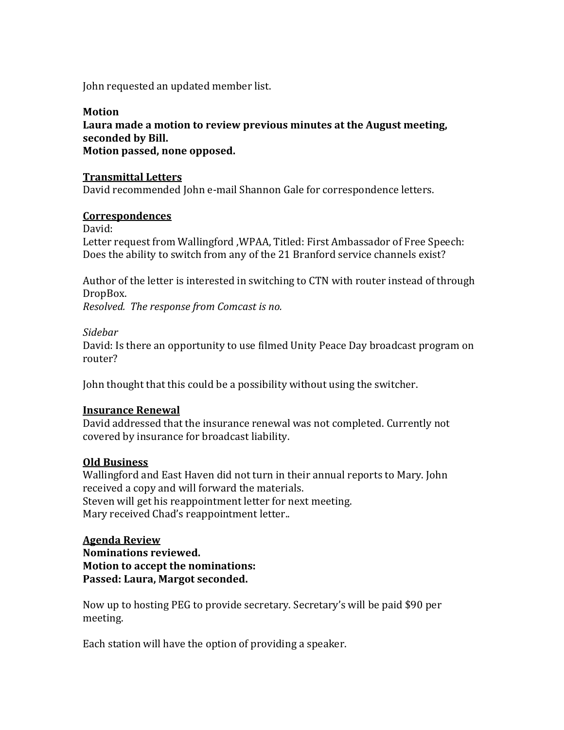John requested an updated member list.

**Motion**
**Laura made a motion to review previous minutes at the August meeting, seconded by Bill.**
**Motion passed, none opposed.**

**<u>Transmittal Letters</u>**
David recommended John e-mail Shannon Gale for correspondence letters.

**<u>Correspondences</u>**
David:
Letter request from Wallingford ,WPAA, Titled: First Ambassador of Free Speech: Does the ability to switch from any of the 21 Branford service channels exist?

Author of the letter is interested in switching to CTN with router instead of through DropBox.
*Resolved. The response from Comcast is no.*

*Sidebar*
David: Is there an opportunity to use filmed Unity Peace Day broadcast program on router?

John thought that this could be a possibility without using the switcher.

**<u>Insurance Renewal</u>**
David addressed that the insurance renewal was not completed. Currently not covered by insurance for broadcast liability.

**<u>Old Business</u>**
Wallingford and East Haven did not turn in their annual reports to Mary. John received a copy and will forward the materials.
Steven will get his reappointment letter for next meeting.
Mary received Chad's reappointment letter..

**<u>Agenda Review</u>**
**Nominations reviewed.**
**Motion to accept the nominations:**
**Passed: Laura, Margot seconded.**

Now up to hosting PEG to provide secretary. Secretary's will be paid $90 per meeting.

Each station will have the option of providing a speaker.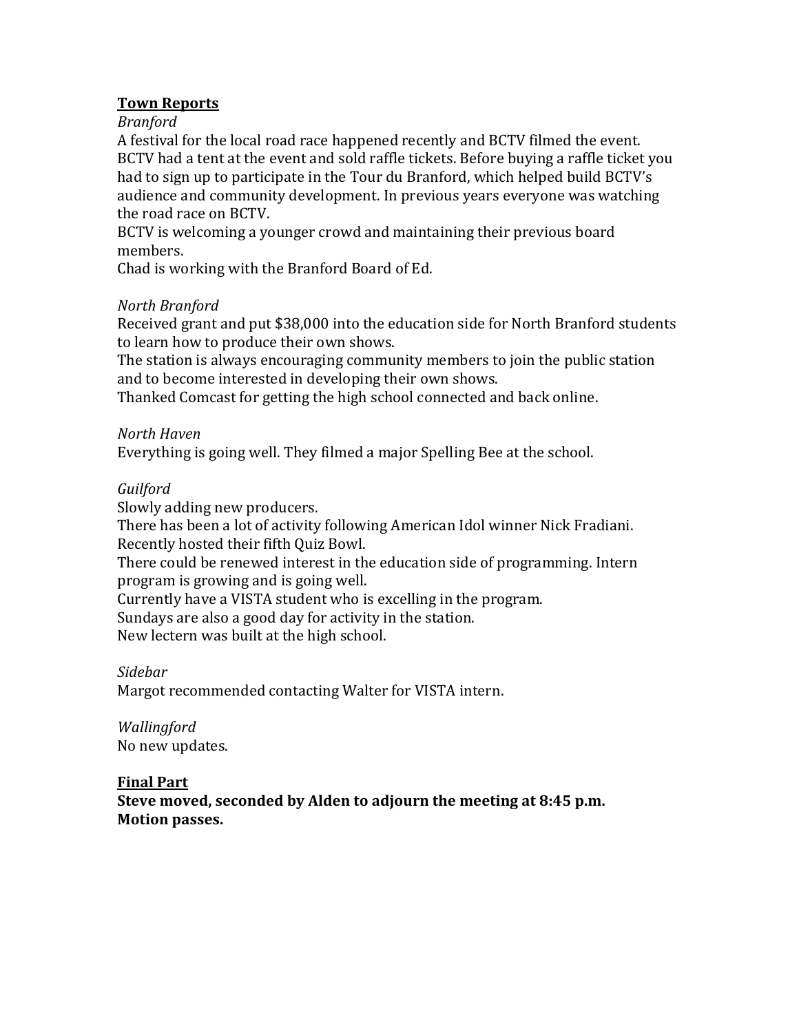**Town Reports**

*Branford*

A festival for the local road race happened recently and BCTV filmed the event. BCTV had a tent at the event and sold raffle tickets. Before buying a raffle ticket you had to sign up to participate in the Tour du Branford, which helped build BCTV's audience and community development. In previous years everyone was watching the road race on BCTV.

BCTV is welcoming a younger crowd and maintaining their previous board members.

Chad is working with the Branford Board of Ed.

*North Branford*

Received grant and put $38,000 into the education side for North Branford students to learn how to produce their own shows.

The station is always encouraging community members to join the public station and to become interested in developing their own shows.

Thanked Comcast for getting the high school connected and back online.

*North Haven*

Everything is going well. They filmed a major Spelling Bee at the school.

*Guilford*

Slowly adding new producers.

There has been a lot of activity following American Idol winner Nick Fradiani.

Recently hosted their fifth Quiz Bowl.

There could be renewed interest in the education side of programming. Intern program is growing and is going well.

Currently have a VISTA student who is excelling in the program.

Sundays are also a good day for activity in the station.

New lectern was built at the high school.

*Sidebar*

Margot recommended contacting Walter for VISTA intern.

*Wallingford*

No new updates.

**Final Part**

**Steve moved, seconded by Alden to adjourn the meeting at 8:45 p.m.**
**Motion passes.**